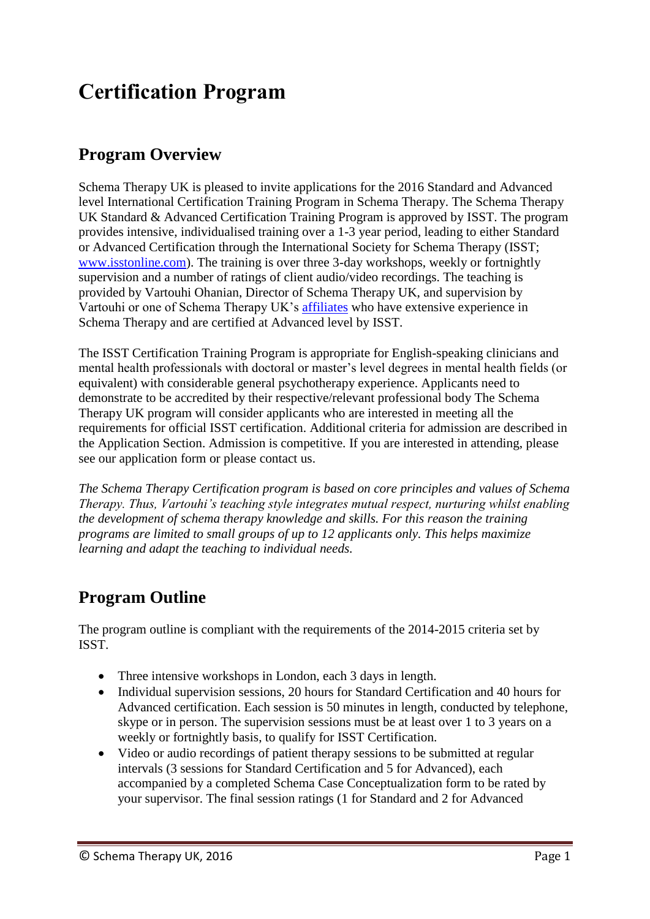# Certification Program

## Program Overview

Schema Therapy UK is pleased to invite applications for the 2016 Standard and Advanced level International Certification Training Program in Schema Therapy. The Schema Therapy UK Standard & Advanced Certification Training Program is approved by ISST. The program provides intensive, individualised training over a 1-3 year period, leading to either Standard or Advanced Certification through the International Society for Schema Therapy (ISST; [www.isstonline.com](www.isstonline.com)). The training is over three 3-day workshops, weekly or fortnightly supervision and a number of ratings of client audio/video recordings. The teaching is provided by Vartouhi Ohanian, Director of Schema Therapy UK, and supervision by Vartouhi or one of Schema Therapy UK's affiliates who have extensive experience in Schema Therapy and are certified at Advanced level by ISST.

The ISST Certification Training Program is appropriate for English-speaking clinicians and mental health professionals with doctoral or master's level degrees in mental health fields (or equivalent) with considerable general psychotherapy experience. Applicants need to demonstrate to be accredited by their respective/relevant professional body The Schema Therapy UK program will consider applicants who are interested in meeting all the requirements for official ISST certification. Additional criteria for admission are described in the Application Section. Admission is competitive. If you are interested in attending, please see our application form or please contact us.

*The Schema Therapy Certification program is based on core principles and values of Schema Therapy. Thus, Vartouhi's teaching style integrates mutual respect, nurturing whilst enabling the development of schema therapy knowledge and skills. For this reason the training programs are limited to small groups of up to 12 applicants only. This helps maximize learning and adapt the teaching to individual needs.*

## Program Outline

The program outline is compliant with the requirements of the 2014-2015 criteria set by ISST.

- Three intensive workshops in London, each 3 days in length.
- Individual supervision sessions, 20 hours for Standard Certification and 40 hours for Advanced certification. Each session is 50 minutes in length, conducted by telephone, skype or in person. The supervision sessions must be at least over 1 to 3 years on a weekly or fortnightly basis, to qualify for ISST Certification.
- Video or audio recordings of patient therapy sessions to be submitted at regular intervals (3 sessions for Standard Certification and 5 for Advanced), each accompanied by a completed Schema Case Conceptualization form to be rated by your supervisor. The final session ratings (1 for Standard and 2 for Advanced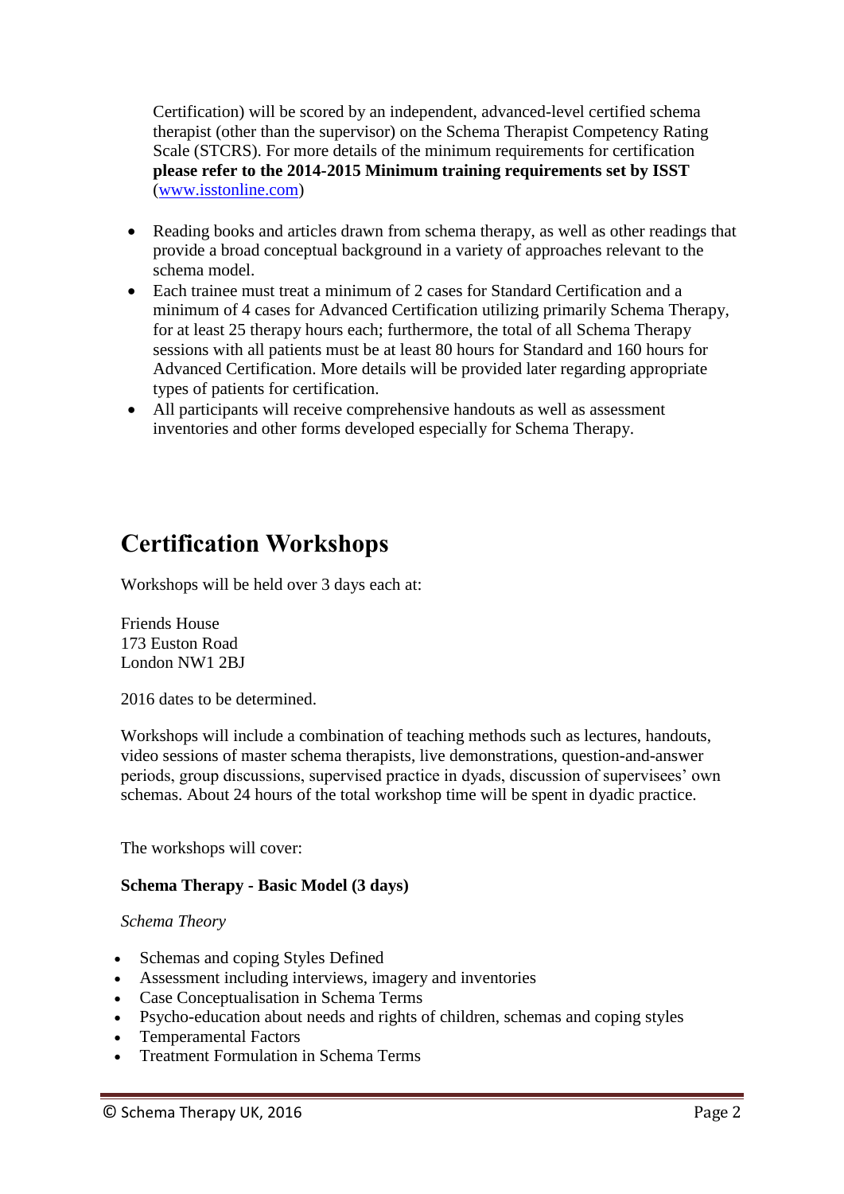Certification) will be scored by an independent, advanced-level certified schema therapist (other than the supervisor) on the Schema Therapist Competency Rating Scale (STCRS). For more details of the minimum requirements for certification **please refer to the 2014-2015 Minimum training requirements set by ISST** ([www.isstonline.com](http://www.isstonline.com))

- Reading books and articles drawn from schema therapy, as well as other readings that provide a broad conceptual background in a variety of approaches relevant to the schema model.
- Each trainee must treat a minimum of 2 cases for Standard Certification and a minimum of 4 cases for Advanced Certification utilizing primarily Schema Therapy, for at least 25 therapy hours each; furthermore, the total of all Schema Therapy sessions with all patients must be at least 80 hours for Standard and 160 hours for Advanced Certification. More details will be provided later regarding appropriate types of patients for certification.
- All participants will receive comprehensive handouts as well as assessment inventories and other forms developed especially for Schema Therapy.

## Certification Workshops

Workshops will be held over 3 days each at:

Friends House
173 Euston Road
London NW1 2BJ

2016 dates to be determined.

Workshops will include a combination of teaching methods such as lectures, handouts, video sessions of master schema therapists, live demonstrations, question-and-answer periods, group discussions, supervised practice in dyads, discussion of supervisees' own schemas. About 24 hours of the total workshop time will be spent in dyadic practice.

The workshops will cover:

**Schema Therapy - Basic Model (3 days)**

*Schema Theory*

- Schemas and coping Styles Defined
- Assessment including interviews, imagery and inventories
- Case Conceptualisation in Schema Terms
- Psycho-education about needs and rights of children, schemas and coping styles
- Temperamental Factors
- Treatment Formulation in Schema Terms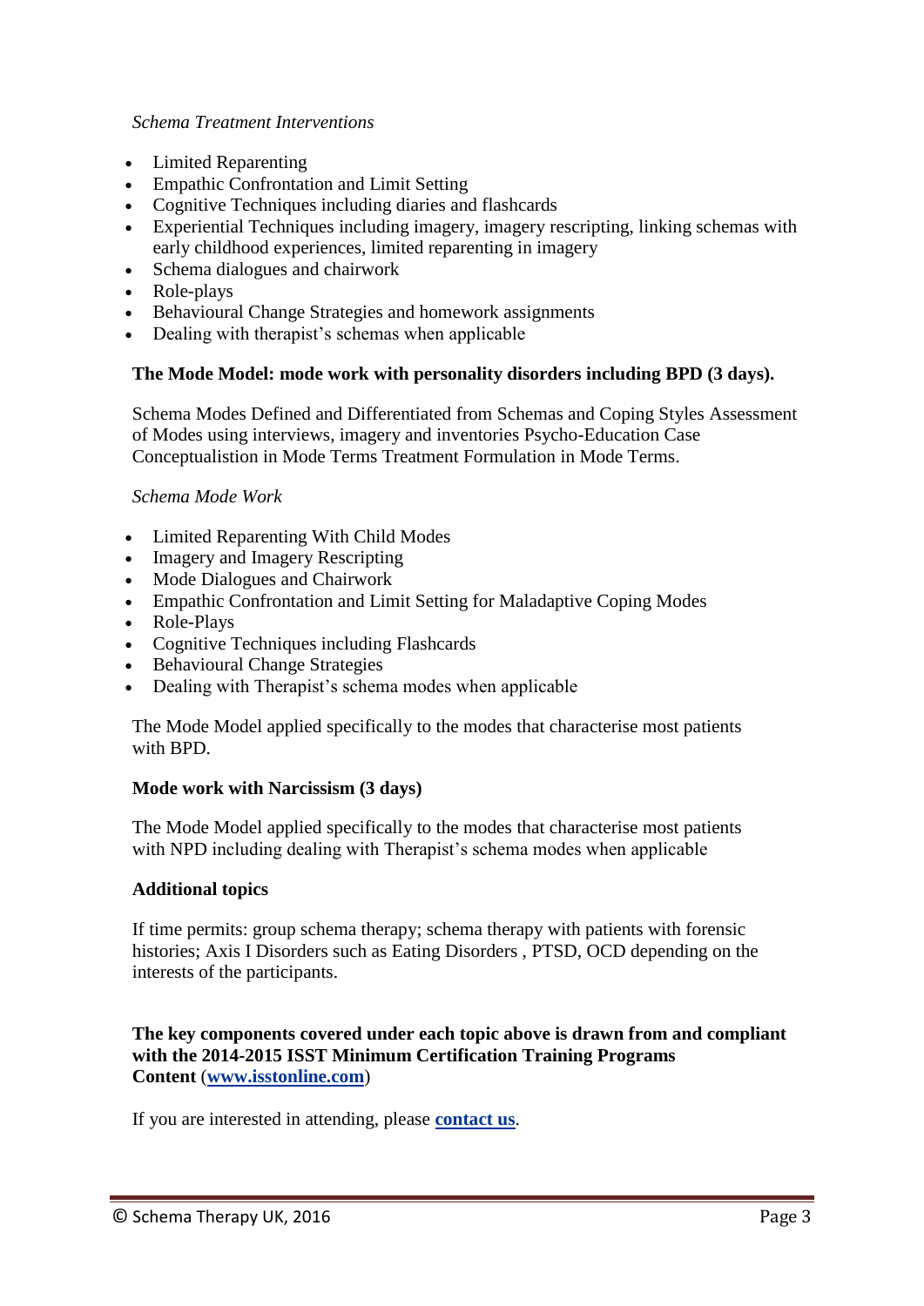*Schema Treatment Interventions*

- Limited Reparenting
- Empathic Confrontation and Limit Setting
- Cognitive Techniques including diaries and flashcards
- Experiential Techniques including imagery, imagery rescripting, linking schemas with early childhood experiences, limited reparenting in imagery
- Schema dialogues and chairwork
- Role-plays
- Behavioural Change Strategies and homework assignments
- Dealing with therapist's schemas when applicable

**The Mode Model: mode work with personality disorders including BPD (3 days).**

Schema Modes Defined and Differentiated from Schemas and Coping Styles Assessment of Modes using interviews, imagery and inventories Psycho-Education Case Conceptualistion in Mode Terms Treatment Formulation in Mode Terms.

*Schema Mode Work*

- Limited Reparenting With Child Modes
- Imagery and Imagery Rescripting
- Mode Dialogues and Chairwork
- Empathic Confrontation and Limit Setting for Maladaptive Coping Modes
- Role-Plays
- Cognitive Techniques including Flashcards
- Behavioural Change Strategies
- Dealing with Therapist's schema modes when applicable

The Mode Model applied specifically to the modes that characterise most patients with BPD.

**Mode work with Narcissism (3 days)**

The Mode Model applied specifically to the modes that characterise most patients with NPD including dealing with Therapist's schema modes when applicable

**Additional topics**

If time permits: group schema therapy; schema therapy with patients with forensic histories; Axis I Disorders such as Eating Disorders , PTSD, OCD depending on the interests of the participants.

**The key components covered under each topic above is drawn from and compliant with the 2014-2015 ISST Minimum Certification Training Programs Content ([www.isstonline.com](http://www.isstonline.com))**

If you are interested in attending, please **contact us**.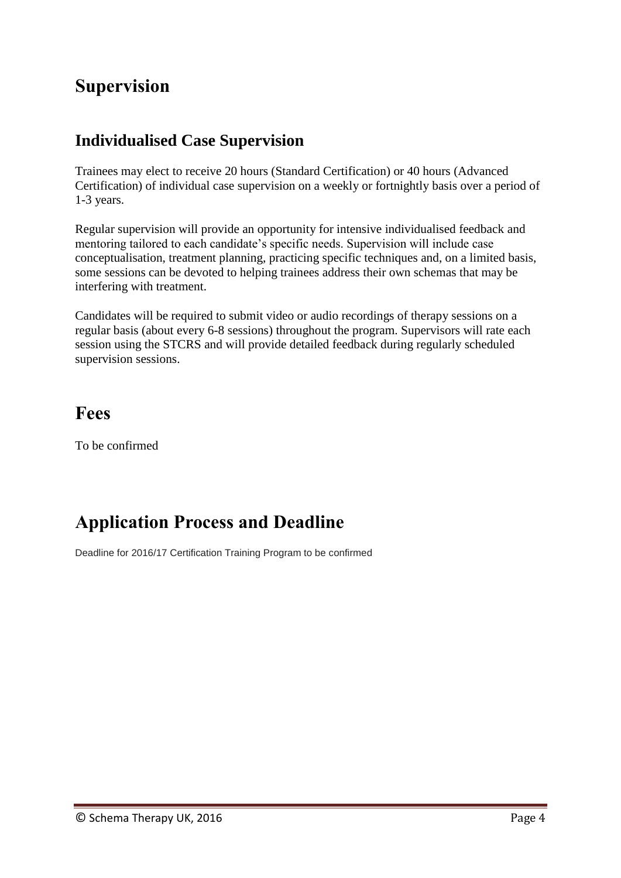# Supervision

## Individualised Case Supervision

Trainees may elect to receive 20 hours (Standard Certification) or 40 hours (Advanced Certification) of individual case supervision on a weekly or fortnightly basis over a period of 1-3 years.

Regular supervision will provide an opportunity for intensive individualised feedback and mentoring tailored to each candidate's specific needs. Supervision will include case conceptualisation, treatment planning, practicing specific techniques and, on a limited basis, some sessions can be devoted to helping trainees address their own schemas that may be interfering with treatment.

Candidates will be required to submit video or audio recordings of therapy sessions on a regular basis (about every 6-8 sessions) throughout the program. Supervisors will rate each session using the STCRS and will provide detailed feedback during regularly scheduled supervision sessions.

# Fees

To be confirmed

# Application Process and Deadline

Deadline for 2016/17 Certification Training Program to be confirmed